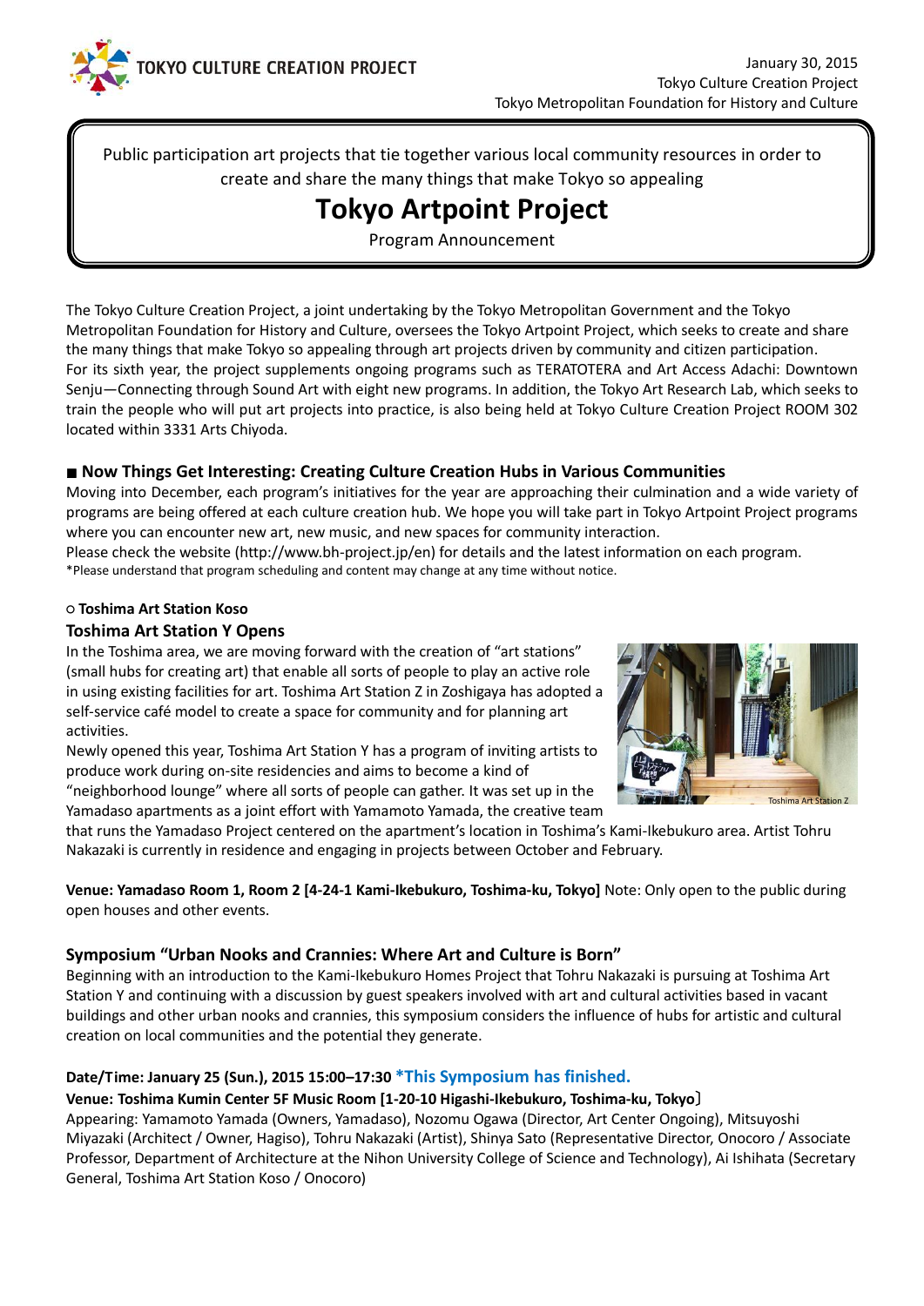TOKYO CULTURE CREATION PROJECT

January 30, 2015
Tokyo Culture Creation Project
Tokyo Metropolitan Foundation for History and Culture

Public participation art projects that tie together various local community resources in order to create and share the many things that make Tokyo so appealing

# Tokyo Artpoint Project

Program Announcement

The Tokyo Culture Creation Project, a joint undertaking by the Tokyo Metropolitan Government and the Tokyo Metropolitan Foundation for History and Culture, oversees the Tokyo Artpoint Project, which seeks to create and share the many things that make Tokyo so appealing through art projects driven by community and citizen participation.
For its sixth year, the project supplements ongoing programs such as TERATOTERA and Art Access Adachi: Downtown Senju—Connecting through Sound Art with eight new programs. In addition, the Tokyo Art Research Lab, which seeks to train the people who will put art projects into practice, is also being held at Tokyo Culture Creation Project ROOM 302 located within 3331 Arts Chiyoda.

## ■ Now Things Get Interesting: Creating Culture Creation Hubs in Various Communities

Moving into December, each program's initiatives for the year are approaching their culmination and a wide variety of programs are being offered at each culture creation hub. We hope you will take part in Tokyo Artpoint Project programs where you can encounter new art, new music, and new spaces for community interaction.
Please check the website (http://www.bh-project.jp/en) for details and the latest information on each program.
*Please understand that program scheduling and content may change at any time without notice.

**○ Toshima Art Station Koso**

### Toshima Art Station Y Opens

In the Toshima area, we are moving forward with the creation of "art stations" (small hubs for creating art) that enable all sorts of people to play an active role in using existing facilities for art. Toshima Art Station Z in Zoshigaya has adopted a self-service café model to create a space for community and for planning art activities.
Newly opened this year, Toshima Art Station Y has a program of inviting artists to produce work during on-site residencies and aims to become a kind of "neighborhood lounge" where all sorts of people can gather. It was set up in the Yamadaso apartments as a joint effort with Yamamoto Yamada, the creative team that runs the Yamadaso Project centered on the apartment's location in Toshima's Kami-Ikebukuro area. Artist Tohru Nakazaki is currently in residence and engaging in projects between October and February.

Toshima Art Station Z

**Venue: Yamadaso Room 1, Room 2 [4-24-1 Kami-Ikebukuro, Toshima-ku, Tokyo]** Note: Only open to the public during open houses and other events.

### Symposium "Urban Nooks and Crannies: Where Art and Culture is Born"

Beginning with an introduction to the Kami-Ikebukuro Homes Project that Tohru Nakazaki is pursuing at Toshima Art Station Y and continuing with a discussion by guest speakers involved with art and cultural activities based in vacant buildings and other urban nooks and crannies, this symposium considers the influence of hubs for artistic and cultural creation on local communities and the potential they generate.

**Date/Time: January 25 (Sun.), 2015 15:00–17:30** **\*This Symposium has finished.**
**Venue: Toshima Kumin Center 5F Music Room [1-20-10 Higashi-Ikebukuro, Toshima-ku, Tokyo〕**
Appearing: Yamamoto Yamada (Owners, Yamadaso), Nozomu Ogawa (Director, Art Center Ongoing), Mitsuyoshi Miyazaki (Architect / Owner, Hagiso), Tohru Nakazaki (Artist), Shinya Sato (Representative Director, Onocoro / Associate Professor, Department of Architecture at the Nihon University College of Science and Technology), Ai Ishihata (Secretary General, Toshima Art Station Koso / Onocoro)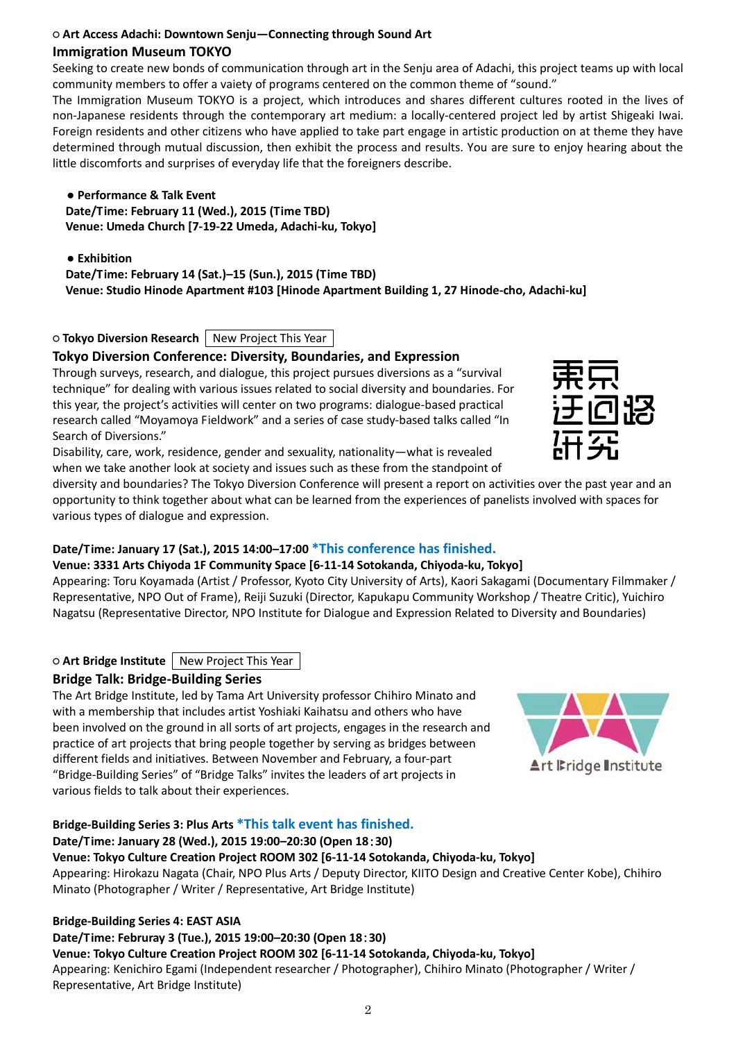**○ Art Access Adachi: Downtown Senju—Connecting through Sound Art**

### Immigration Museum TOKYO

Seeking to create new bonds of communication through art in the Senju area of Adachi, this project teams up with local community members to offer a vaiety of programs centered on the common theme of "sound."

The Immigration Museum TOKYO is a project, which introduces and shares different cultures rooted in the lives of non-Japanese residents through the contemporary art medium: a locally-centered project led by artist Shigeaki Iwai. Foreign residents and other citizens who have applied to take part engage in artistic production on at theme they have determined through mutual discussion, then exhibit the process and results. You are sure to enjoy hearing about the little discomforts and surprises of everyday life that the foreigners describe.

**● Performance & Talk Event**
**Date/Time: February 11 (Wed.), 2015 (Time TBD)**
**Venue: Umeda Church [7-19-22 Umeda, Adachi-ku, Tokyo]**

**● Exhibition**
**Date/Time: February 14 (Sat.)–15 (Sun.), 2015 (Time TBD)**
**Venue: Studio Hinode Apartment #103 [Hinode Apartment Building 1, 27 Hinode-cho, Adachi-ku]**

**○ Tokyo Diversion Research** New Project This Year

### Tokyo Diversion Conference: Diversity, Boundaries, and Expression

Through surveys, research, and dialogue, this project pursues diversions as a "survival technique" for dealing with various issues related to social diversity and boundaries. For this year, the project's activities will center on two programs: dialogue-based practical research called "Moyamoya Fieldwork" and a series of case study-based talks called "In Search of Diversions."

東京迂回路研究

Disability, care, work, residence, gender and sexuality, nationality—what is revealed when we take another look at society and issues such as these from the standpoint of diversity and boundaries? The Tokyo Diversion Conference will present a report on activities over the past year and an opportunity to think together about what can be learned from the experiences of panelists involved with spaces for various types of dialogue and expression.

**Date/Time: January 17 (Sat.), 2015 14:00–17:00** **\*This conference has finished.**
**Venue: 3331 Arts Chiyoda 1F Community Space [6-11-14 Sotokanda, Chiyoda-ku, Tokyo]**
Appearing: Toru Koyamada (Artist / Professor, Kyoto City University of Arts), Kaori Sakagami (Documentary Filmmaker / Representative, NPO Out of Frame), Reiji Suzuki (Director, Kapukapu Community Workshop / Theatre Critic), Yuichiro Nagatsu (Representative Director, NPO Institute for Dialogue and Expression Related to Diversity and Boundaries)

**○ Art Bridge Institute** New Project This Year

### Bridge Talk: Bridge-Building Series

The Art Bridge Institute, led by Tama Art University professor Chihiro Minato and with a membership that includes artist Yoshiaki Kaihatsu and others who have been involved on the ground in all sorts of art projects, engages in the research and practice of art projects that bring people together by serving as bridges between different fields and initiatives. Between November and February, a four-part "Bridge-Building Series" of "Bridge Talks" invites the leaders of art projects in various fields to talk about their experiences.

Art Bridge Institute

**Bridge-Building Series 3: Plus Arts** **\*This talk event has finished.**
**Date/Time: January 28 (Wed.), 2015 19:00–20:30 (Open 18：30)**
**Venue: Tokyo Culture Creation Project ROOM 302 [6-11-14 Sotokanda, Chiyoda-ku, Tokyo]**
Appearing: Hirokazu Nagata (Chair, NPO Plus Arts / Deputy Director, KIITO Design and Creative Center Kobe), Chihiro Minato (Photographer / Writer / Representative, Art Bridge Institute)

**Bridge-Building Series 4: EAST ASIA**
**Date/Time: Februray 3 (Tue.), 2015 19:00–20:30 (Open 18：30)**
**Venue: Tokyo Culture Creation Project ROOM 302 [6-11-14 Sotokanda, Chiyoda-ku, Tokyo]**
Appearing: Kenichiro Egami (Independent researcher / Photographer), Chihiro Minato (Photographer / Writer / Representative, Art Bridge Institute)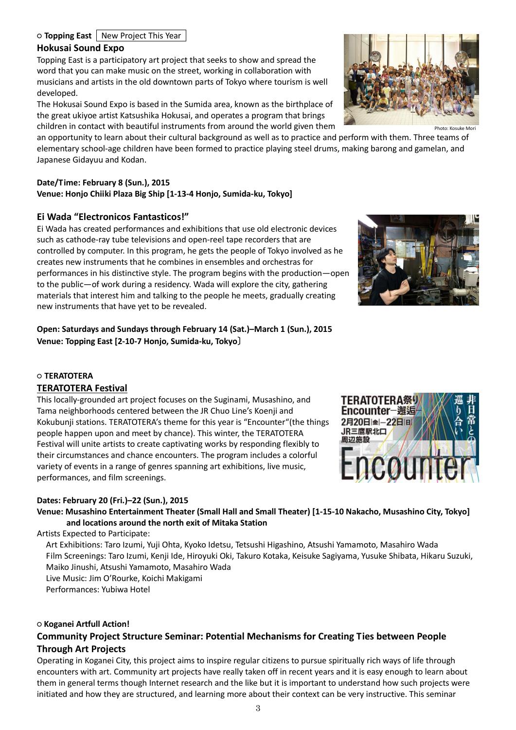○ **Topping East** New Project This Year

### Hokusai Sound Expo

Topping East is a participatory art project that seeks to show and spread the word that you can make music on the street, working in collaboration with musicians and artists in the old downtown parts of Tokyo where tourism is well developed.

The Hokusai Sound Expo is based in the Sumida area, known as the birthplace of the great ukiyoe artist Katsushika Hokusai, and operates a program that brings children in contact with beautiful instruments from around the world given them an opportunity to learn about their cultural background as well as to practice and perform with them. Three teams of elementary school-age children have been formed to practice playing steel drums, making barong and gamelan, and Japanese Gidayuu and Kodan.

Photo: Kosuke Mori

**Date/Time: February 8 (Sun.), 2015**
**Venue: Honjo Chiiki Plaza Big Ship [1-13-4 Honjo, Sumida-ku, Tokyo]**

### Ei Wada "Electronicos Fantasticos!"

Ei Wada has created performances and exhibitions that use old electronic devices such as cathode-ray tube televisions and open-reel tape recorders that are controlled by computer. In this program, he gets the people of Tokyo involved as he creates new instruments that he combines in ensembles and orchestras for performances in his distinctive style. The program begins with the production—open to the public—of work during a residency. Wada will explore the city, gathering materials that interest him and talking to the people he meets, gradually creating new instruments that have yet to be revealed.

**Open: Saturdays and Sundays through February 14 (Sat.)–March 1 (Sun.), 2015**
**Venue: Topping East [2-10-7 Honjo, Sumida-ku, Tokyo〕**

○ **TERATOTERA**

### TERATOTERA Festival

This locally-grounded art project focuses on the Suginami, Musashino, and Tama neighborhoods centered between the JR Chuo Line's Koenji and Kokubunji stations. TERATOTERA's theme for this year is "Encounter"(the things people happen upon and meet by chance). This winter, the TERATOTERA Festival will unite artists to create captivating works by responding flexibly to their circumstances and chance encounters. The program includes a colorful variety of events in a range of genres spanning art exhibitions, live music, performances, and film screenings.

**Dates: February 20 (Fri.)–22 (Sun.), 2015**
**Venue: Musashino Entertainment Theater (Small Hall and Small Theater) [1-15-10 Nakacho, Musashino City, Tokyo] and locations around the north exit of Mitaka Station**

Artists Expected to Participate:

Art Exhibitions: Taro Izumi, Yuji Ohta, Kyoko Idetsu, Tetsushi Higashino, Atsushi Yamamoto, Masahiro Wada
Film Screenings: Taro Izumi, Kenji Ide, Hiroyuki Oki, Takuro Kotaka, Keisuke Sagiyama, Yusuke Shibata, Hikaru Suzuki, Maiko Jinushi, Atsushi Yamamoto, Masahiro Wada
Live Music: Jim O'Rourke, Koichi Makigami
Performances: Yubiwa Hotel

○ **Koganei Artfull Action!**

### Community Project Structure Seminar: Potential Mechanisms for Creating Ties between People Through Art Projects

Operating in Koganei City, this project aims to inspire regular citizens to pursue spiritually rich ways of life through encounters with art. Community art projects have really taken off in recent years and it is easy enough to learn about them in general terms though Internet research and the like but it is important to understand how such projects were initiated and how they are structured, and learning more about their context can be very instructive. This seminar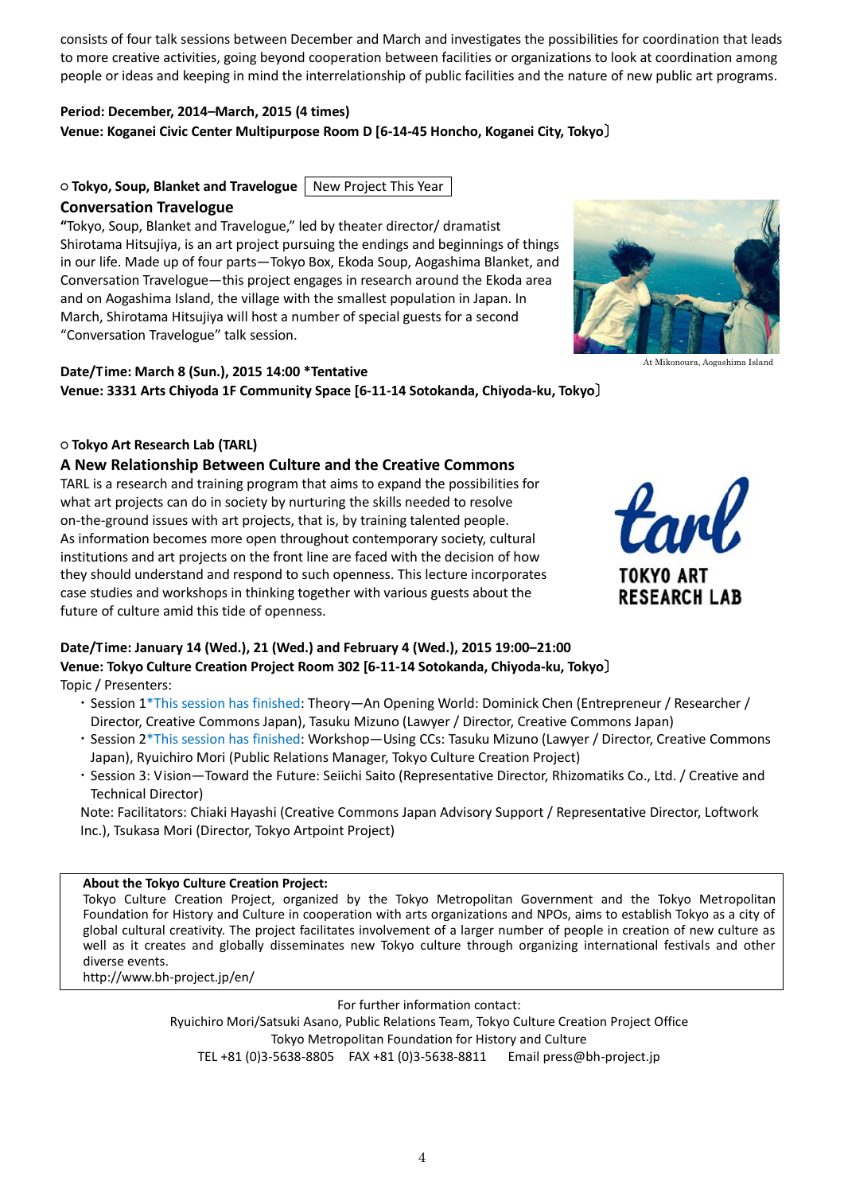consists of four talk sessions between December and March and investigates the possibilities for coordination that leads to more creative activities, going beyond cooperation between facilities or organizations to look at coordination among people or ideas and keeping in mind the interrelationship of public facilities and the nature of new public art programs.

**Period: December, 2014–March, 2015 (4 times)**
**Venue: Koganei Civic Center Multipurpose Room D [6-14-45 Honcho, Koganei City, Tokyo〕**

○ **Tokyo, Soup, Blanket and Travelogue** New Project This Year

### Conversation Travelogue

**"**Tokyo, Soup, Blanket and Travelogue," led by theater director/ dramatist Shirotama Hitsujiya, is an art project pursuing the endings and beginnings of things in our life. Made up of four parts—Tokyo Box, Ekoda Soup, Aogashima Blanket, and Conversation Travelogue—this project engages in research around the Ekoda area and on Aogashima Island, the village with the smallest population in Japan. In March, Shirotama Hitsujiya will host a number of special guests for a second "Conversation Travelogue" talk session.

At Mikonoura, Aogashima Island

**Date/Time: March 8 (Sun.), 2015 14:00 \*Tentative**
**Venue: 3331 Arts Chiyoda 1F Community Space [6-11-14 Sotokanda, Chiyoda-ku, Tokyo〕**

○ **Tokyo Art Research Lab (TARL)**

### A New Relationship Between Culture and the Creative Commons

TARL is a research and training program that aims to expand the possibilities for what art projects can do in society by nurturing the skills needed to resolve on-the-ground issues with art projects, that is, by training talented people. As information becomes more open throughout contemporary society, cultural institutions and art projects on the front line are faced with the decision of how they should understand and respond to such openness. This lecture incorporates case studies and workshops in thinking together with various guests about the future of culture amid this tide of openness.

tarl
TOKYO ART RESEARCH LAB

**Date/Time: January 14 (Wed.), 21 (Wed.) and February 4 (Wed.), 2015 19:00–21:00**
**Venue: Tokyo Culture Creation Project Room 302 [6-11-14 Sotokanda, Chiyoda-ku, Tokyo〕**

Topic / Presenters:

- Session 1\*This session has finished: Theory—An Opening World: Dominick Chen (Entrepreneur / Researcher / Director, Creative Commons Japan), Tasuku Mizuno (Lawyer / Director, Creative Commons Japan)
- Session 2\*This session has finished: Workshop—Using CCs: Tasuku Mizuno (Lawyer / Director, Creative Commons Japan), Ryuichiro Mori (Public Relations Manager, Tokyo Culture Creation Project)
- Session 3: Vision—Toward the Future: Seiichi Saito (Representative Director, Rhizomatiks Co., Ltd. / Creative and Technical Director)

Note: Facilitators: Chiaki Hayashi (Creative Commons Japan Advisory Support / Representative Director, Loftwork Inc.), Tsukasa Mori (Director, Tokyo Artpoint Project)

**About the Tokyo Culture Creation Project:**
Tokyo Culture Creation Project, organized by the Tokyo Metropolitan Government and the Tokyo Metropolitan Foundation for History and Culture in cooperation with arts organizations and NPOs, aims to establish Tokyo as a city of global cultural creativity. The project facilitates involvement of a larger number of people in creation of new culture as well as it creates and globally disseminates new Tokyo culture through organizing international festivals and other diverse events.
http://www.bh-project.jp/en/

For further information contact:
Ryuichiro Mori/Satsuki Asano, Public Relations Team, Tokyo Culture Creation Project Office
Tokyo Metropolitan Foundation for History and Culture
TEL +81 (0)3-5638-8805 FAX +81 (0)3-5638-8811 Email press@bh-project.jp